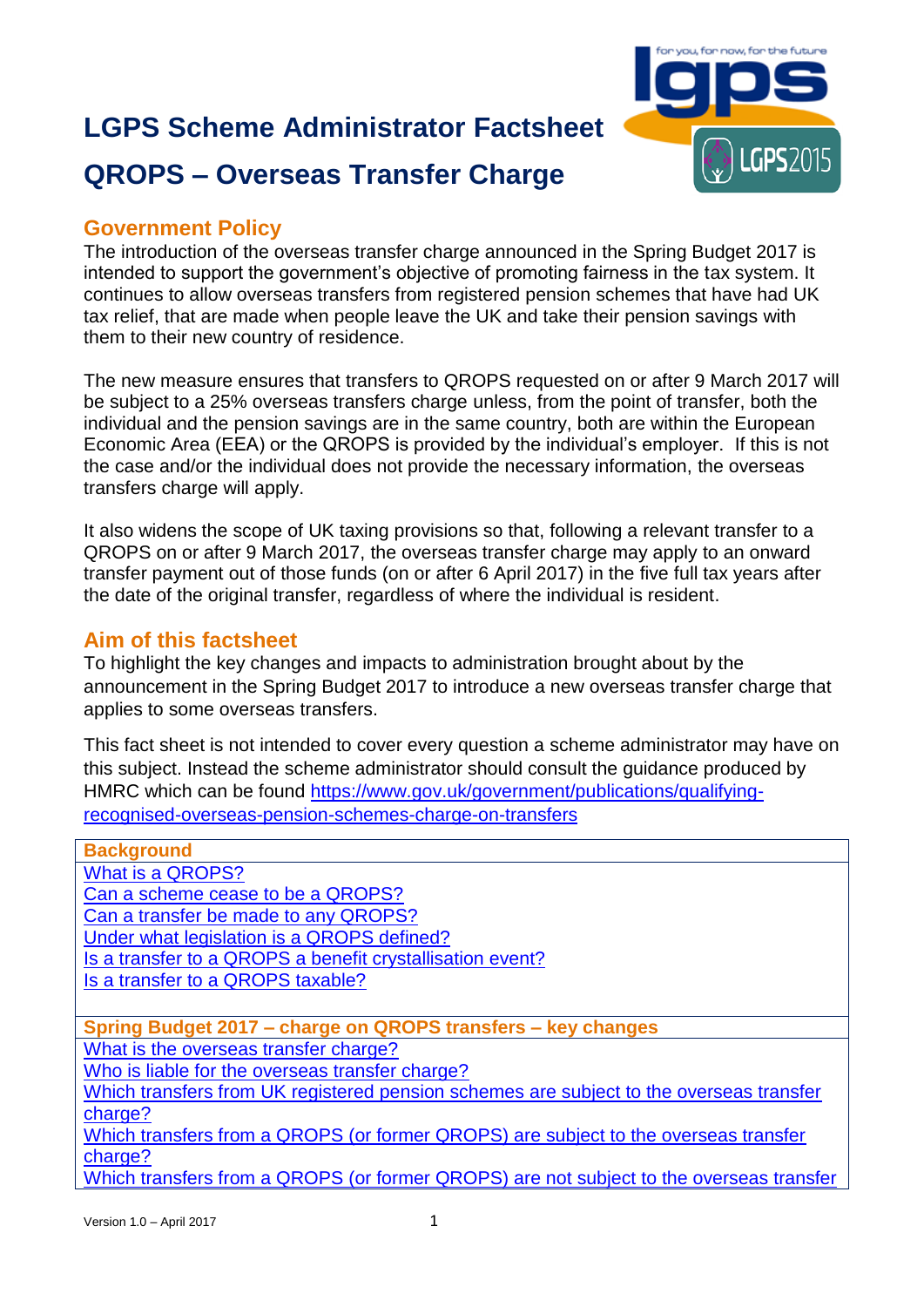# LGPS Scheme Administrator Factsheet

# QROPS – Overseas Transfer Charge

## Government Policy

The introduction of the overseas transfer charge announced in the Spring Budget 2017 is intended to support the government's objective of promoting fairness in the tax system. It continues to allow overseas transfers from registered pension schemes that have had UK tax relief, that are made when people leave the UK and take their pension savings with them to their new country of residence.

The new measure ensures that transfers to QROPS requested on or after 9 March 2017 will be subject to a 25% overseas transfers charge unless, from the point of transfer, both the individual and the pension savings are in the same country, both are within the European Economic Area (EEA) or the QROPS is provided by the individual's employer. If this is not the case and/or the individual does not provide the necessary information, the overseas transfers charge will apply.

It also widens the scope of UK taxing provisions so that, following a relevant transfer to a QROPS on or after 9 March 2017, the overseas transfer charge may apply to an onward transfer payment out of those funds (on or after 6 April 2017) in the five full tax years after the date of the original transfer, regardless of where the individual is resident.

## Aim of this factsheet

To highlight the key changes and impacts to administration brought about by the announcement in the Spring Budget 2017 to introduce a new overseas transfer charge that applies to some overseas transfers.

This fact sheet is not intended to cover every question a scheme administrator may have on this subject. Instead the scheme administrator should consult the guidance produced by HMRC which can be found https://www.gov.uk/government/publications/qualifying-recognised-overseas-pension-schemes-charge-on-transfers

**Background**

- What is a QROPS?
- Can a scheme cease to be a QROPS?
- Can a transfer be made to any QROPS?
- Under what legislation is a QROPS defined?
- Is a transfer to a QROPS a benefit crystallisation event?
- Is a transfer to a QROPS taxable?

**Spring Budget 2017 – charge on QROPS transfers – key changes**

- What is the overseas transfer charge?
- Who is liable for the overseas transfer charge?
- Which transfers from UK registered pension schemes are subject to the overseas transfer charge?
- Which transfers from a QROPS (or former QROPS) are subject to the overseas transfer charge?
- Which transfers from a QROPS (or former QROPS) are not subject to the overseas transfer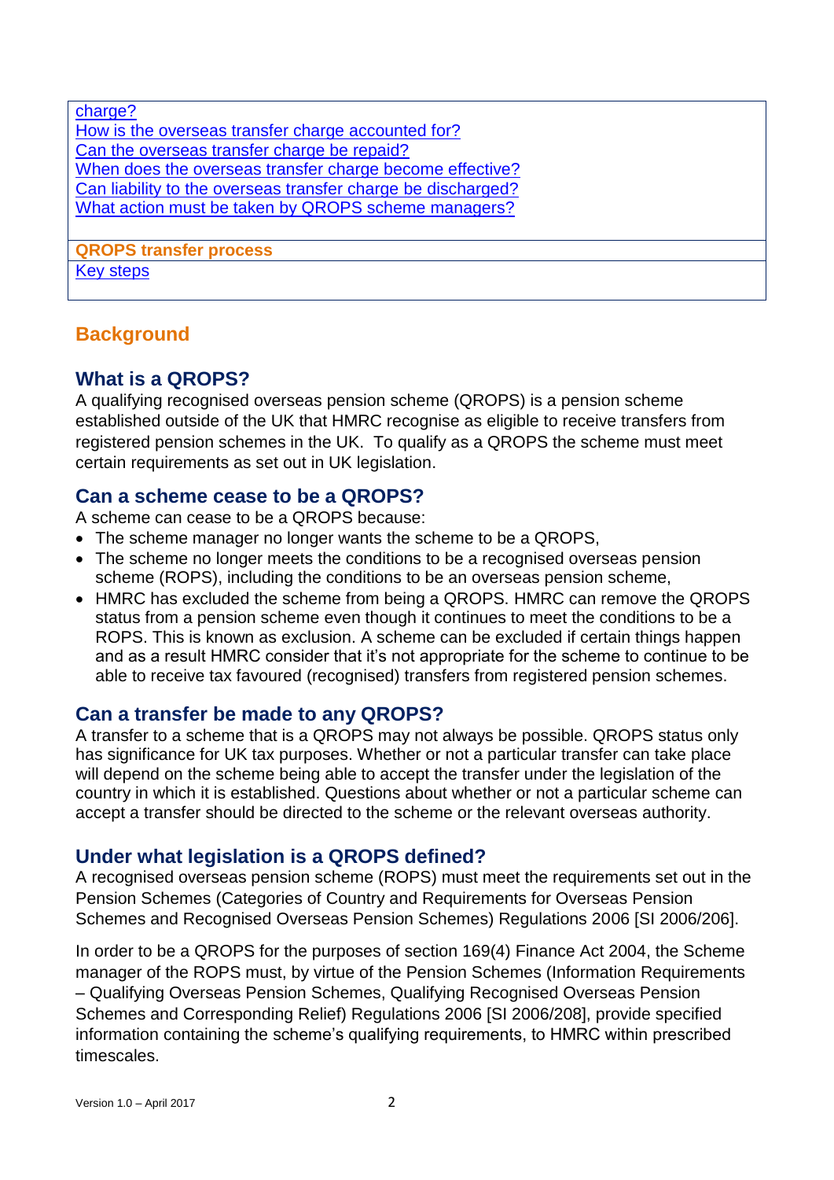charge?
How is the overseas transfer charge accounted for?
Can the overseas transfer charge be repaid?
When does the overseas transfer charge become effective?
Can liability to the overseas transfer charge be discharged?
What action must be taken by QROPS scheme managers?

**QROPS transfer process**
Key steps

## Background

### What is a QROPS?

A qualifying recognised overseas pension scheme (QROPS) is a pension scheme established outside of the UK that HMRC recognise as eligible to receive transfers from registered pension schemes in the UK. To qualify as a QROPS the scheme must meet certain requirements as set out in UK legislation.

### Can a scheme cease to be a QROPS?

A scheme can cease to be a QROPS because:

- The scheme manager no longer wants the scheme to be a QROPS,
- The scheme no longer meets the conditions to be a recognised overseas pension scheme (ROPS), including the conditions to be an overseas pension scheme,
- HMRC has excluded the scheme from being a QROPS. HMRC can remove the QROPS status from a pension scheme even though it continues to meet the conditions to be a ROPS. This is known as exclusion. A scheme can be excluded if certain things happen and as a result HMRC consider that it's not appropriate for the scheme to continue to be able to receive tax favoured (recognised) transfers from registered pension schemes.

### Can a transfer be made to any QROPS?

A transfer to a scheme that is a QROPS may not always be possible. QROPS status only has significance for UK tax purposes. Whether or not a particular transfer can take place will depend on the scheme being able to accept the transfer under the legislation of the country in which it is established. Questions about whether or not a particular scheme can accept a transfer should be directed to the scheme or the relevant overseas authority.

### Under what legislation is a QROPS defined?

A recognised overseas pension scheme (ROPS) must meet the requirements set out in the Pension Schemes (Categories of Country and Requirements for Overseas Pension Schemes and Recognised Overseas Pension Schemes) Regulations 2006 [SI 2006/206].

In order to be a QROPS for the purposes of section 169(4) Finance Act 2004, the Scheme manager of the ROPS must, by virtue of the Pension Schemes (Information Requirements – Qualifying Overseas Pension Schemes, Qualifying Recognised Overseas Pension Schemes and Corresponding Relief) Regulations 2006 [SI 2006/208], provide specified information containing the scheme's qualifying requirements, to HMRC within prescribed timescales.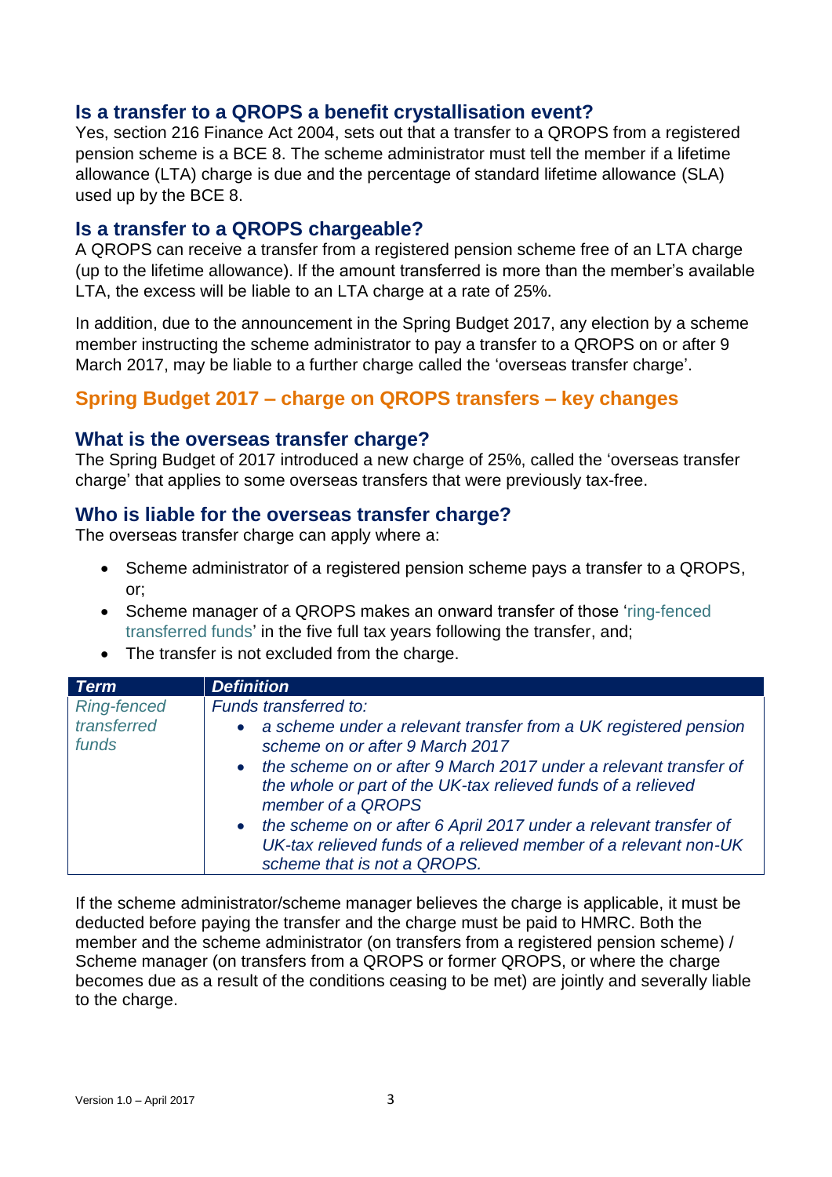## Is a transfer to a QROPS a benefit crystallisation event?

Yes, section 216 Finance Act 2004, sets out that a transfer to a QROPS from a registered pension scheme is a BCE 8. The scheme administrator must tell the member if a lifetime allowance (LTA) charge is due and the percentage of standard lifetime allowance (SLA) used up by the BCE 8.

## Is a transfer to a QROPS chargeable?

A QROPS can receive a transfer from a registered pension scheme free of an LTA charge (up to the lifetime allowance). If the amount transferred is more than the member's available LTA, the excess will be liable to an LTA charge at a rate of 25%.

In addition, due to the announcement in the Spring Budget 2017, any election by a scheme member instructing the scheme administrator to pay a transfer to a QROPS on or after 9 March 2017, may be liable to a further charge called the 'overseas transfer charge'.

# Spring Budget 2017 – charge on QROPS transfers – key changes

## What is the overseas transfer charge?

The Spring Budget of 2017 introduced a new charge of 25%, called the 'overseas transfer charge' that applies to some overseas transfers that were previously tax-free.

## Who is liable for the overseas transfer charge?

The overseas transfer charge can apply where a:

- Scheme administrator of a registered pension scheme pays a transfer to a QROPS, or;
- Scheme manager of a QROPS makes an onward transfer of those 'ring-fenced transferred funds' in the five full tax years following the transfer, and;
- The transfer is not excluded from the charge.

| *Term* | *Definition* |
|---|---|
| *Ring-fenced transferred funds* | *Funds transferred to:*<br>• *a scheme under a relevant transfer from a UK registered pension scheme on or after 9 March 2017*<br>• *the scheme on or after 9 March 2017 under a relevant transfer of the whole or part of the UK-tax relieved funds of a relieved member of a QROPS*<br>• *the scheme on or after 6 April 2017 under a relevant transfer of UK-tax relieved funds of a relieved member of a relevant non-UK scheme that is not a QROPS.* |

If the scheme administrator/scheme manager believes the charge is applicable, it must be deducted before paying the transfer and the charge must be paid to HMRC. Both the member and the scheme administrator (on transfers from a registered pension scheme) / Scheme manager (on transfers from a QROPS or former QROPS, or where the charge becomes due as a result of the conditions ceasing to be met) are jointly and severally liable to the charge.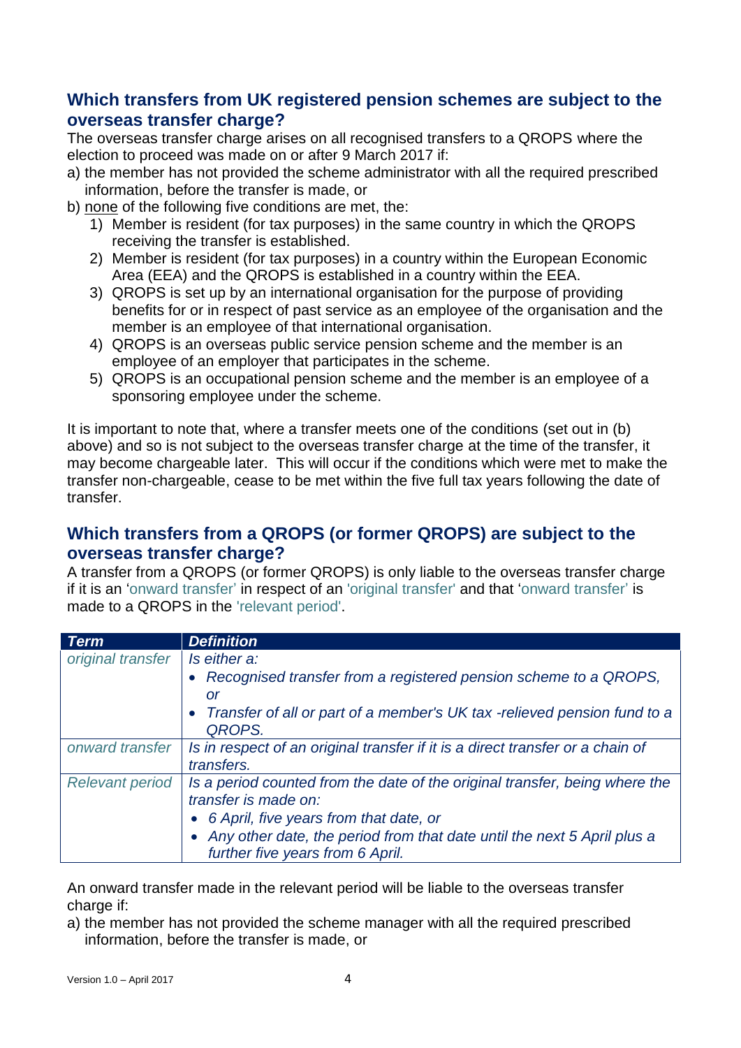## Which transfers from UK registered pension schemes are subject to the overseas transfer charge?

The overseas transfer charge arises on all recognised transfers to a QROPS where the election to proceed was made on or after 9 March 2017 if:

a) the member has not provided the scheme administrator with all the required prescribed information, before the transfer is made, or

b) <u>none</u> of the following five conditions are met, the:

1) Member is resident (for tax purposes) in the same country in which the QROPS receiving the transfer is established.
2) Member is resident (for tax purposes) in a country within the European Economic Area (EEA) and the QROPS is established in a country within the EEA.
3) QROPS is set up by an international organisation for the purpose of providing benefits for or in respect of past service as an employee of the organisation and the member is an employee of that international organisation.
4) QROPS is an overseas public service pension scheme and the member is an employee of an employer that participates in the scheme.
5) QROPS is an occupational pension scheme and the member is an employee of a sponsoring employee under the scheme.

It is important to note that, where a transfer meets one of the conditions (set out in (b) above) and so is not subject to the overseas transfer charge at the time of the transfer, it may become chargeable later. This will occur if the conditions which were met to make the transfer non-chargeable, cease to be met within the five full tax years following the date of transfer.

## Which transfers from a QROPS (or former QROPS) are subject to the overseas transfer charge?

A transfer from a QROPS (or former QROPS) is only liable to the overseas transfer charge if it is an 'onward transfer' in respect of an 'original transfer' and that 'onward transfer' is made to a QROPS in the 'relevant period'.

| ***Term*** | ***Definition*** |
|---|---|
| *original transfer* | *Is either a:*<br>• *Recognised transfer from a registered pension scheme to a QROPS, or*<br>• *Transfer of all or part of a member's UK tax -relieved pension fund to a QROPS.* |
| *onward transfer* | *Is in respect of an original transfer if it is a direct transfer or a chain of transfers.* |
| *Relevant period* | *Is a period counted from the date of the original transfer, being where the transfer is made on:*<br>• *6 April, five years from that date, or*<br>• *Any other date, the period from that date until the next 5 April plus a further five years from 6 April.* |

An onward transfer made in the relevant period will be liable to the overseas transfer charge if:

a) the member has not provided the scheme manager with all the required prescribed information, before the transfer is made, or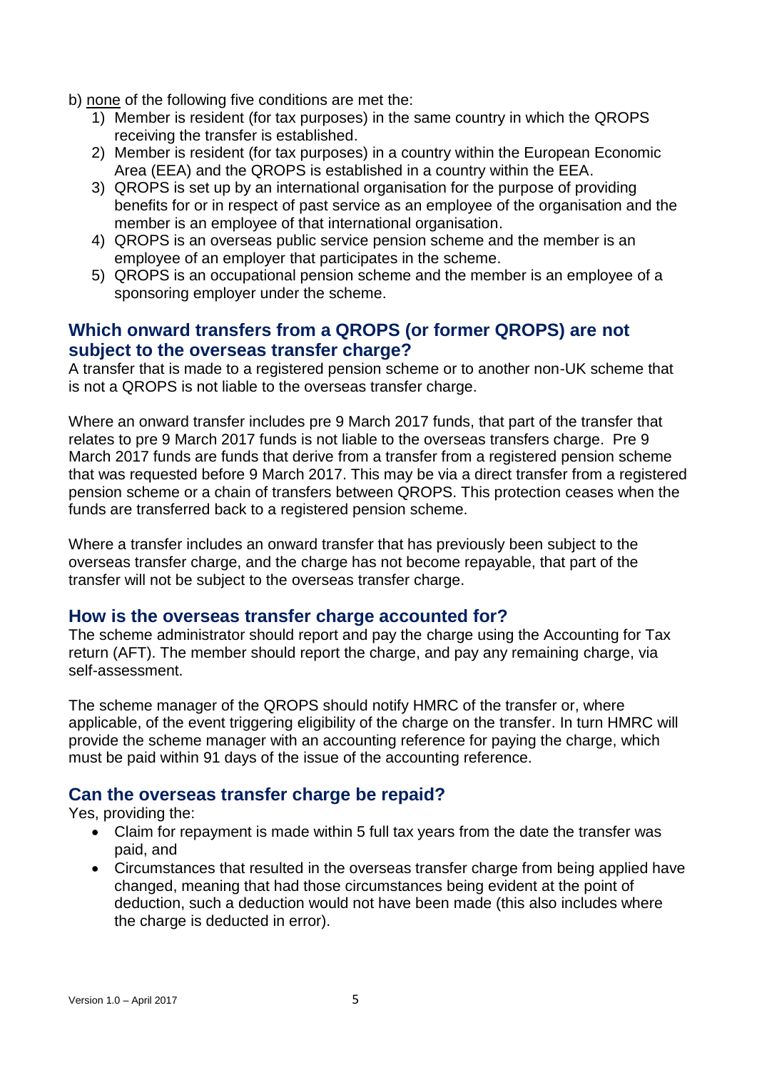b) <u>none</u> of the following five conditions are met the:

1) Member is resident (for tax purposes) in the same country in which the QROPS receiving the transfer is established.
2) Member is resident (for tax purposes) in a country within the European Economic Area (EEA) and the QROPS is established in a country within the EEA.
3) QROPS is set up by an international organisation for the purpose of providing benefits for or in respect of past service as an employee of the organisation and the member is an employee of that international organisation.
4) QROPS is an overseas public service pension scheme and the member is an employee of an employer that participates in the scheme.
5) QROPS is an occupational pension scheme and the member is an employee of a sponsoring employer under the scheme.

## Which onward transfers from a QROPS (or former QROPS) are not subject to the overseas transfer charge?

A transfer that is made to a registered pension scheme or to another non-UK scheme that is not a QROPS is not liable to the overseas transfer charge.

Where an onward transfer includes pre 9 March 2017 funds, that part of the transfer that relates to pre 9 March 2017 funds is not liable to the overseas transfers charge. Pre 9 March 2017 funds are funds that derive from a transfer from a registered pension scheme that was requested before 9 March 2017. This may be via a direct transfer from a registered pension scheme or a chain of transfers between QROPS. This protection ceases when the funds are transferred back to a registered pension scheme.

Where a transfer includes an onward transfer that has previously been subject to the overseas transfer charge, and the charge has not become repayable, that part of the transfer will not be subject to the overseas transfer charge.

## How is the overseas transfer charge accounted for?

The scheme administrator should report and pay the charge using the Accounting for Tax return (AFT). The member should report the charge, and pay any remaining charge, via self-assessment.

The scheme manager of the QROPS should notify HMRC of the transfer or, where applicable, of the event triggering eligibility of the charge on the transfer. In turn HMRC will provide the scheme manager with an accounting reference for paying the charge, which must be paid within 91 days of the issue of the accounting reference.

## Can the overseas transfer charge be repaid?

Yes, providing the:

- Claim for repayment is made within 5 full tax years from the date the transfer was paid, and
- Circumstances that resulted in the overseas transfer charge from being applied have changed, meaning that had those circumstances being evident at the point of deduction, such a deduction would not have been made (this also includes where the charge is deducted in error).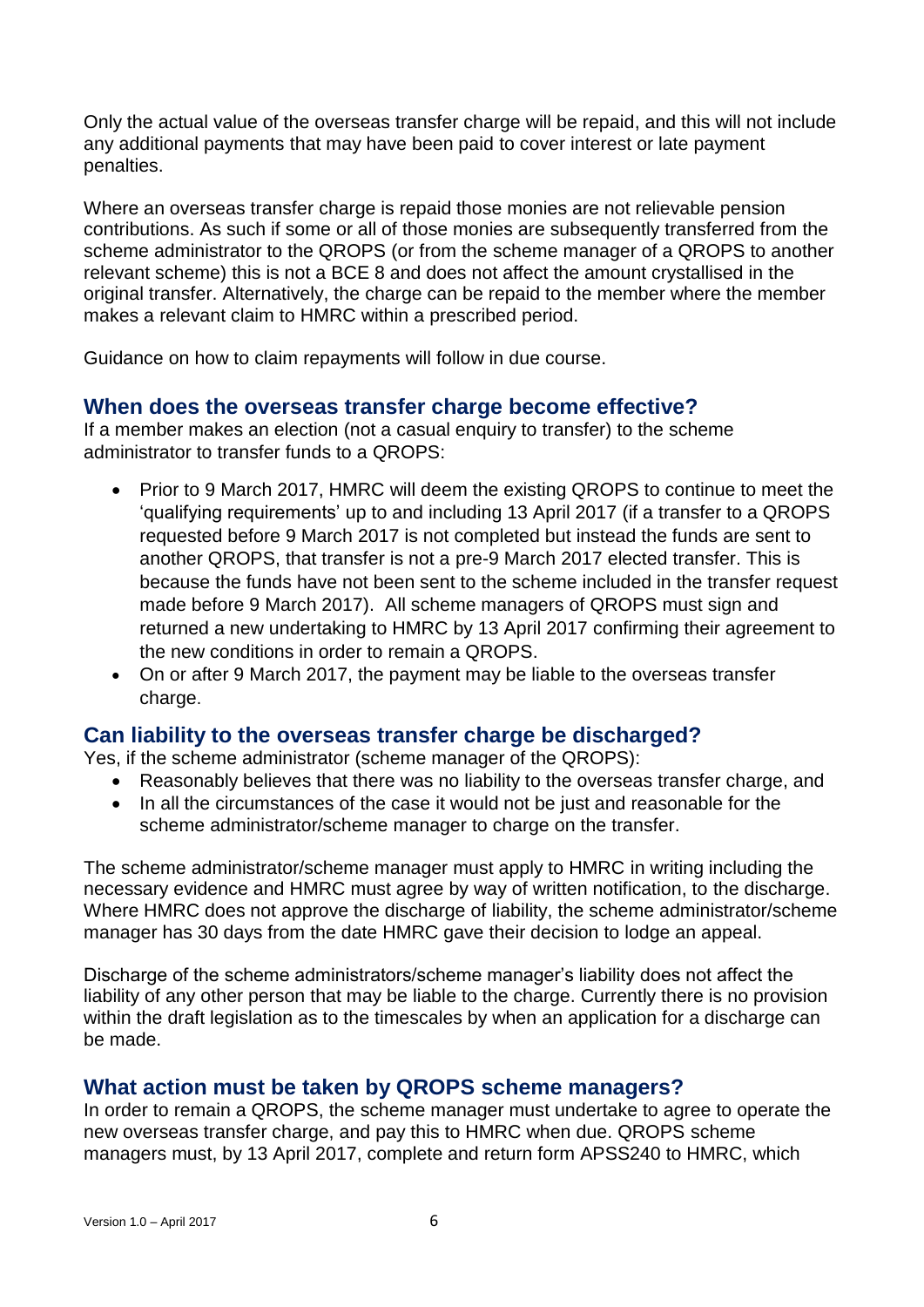Only the actual value of the overseas transfer charge will be repaid, and this will not include any additional payments that may have been paid to cover interest or late payment penalties.

Where an overseas transfer charge is repaid those monies are not relievable pension contributions. As such if some or all of those monies are subsequently transferred from the scheme administrator to the QROPS (or from the scheme manager of a QROPS to another relevant scheme) this is not a BCE 8 and does not affect the amount crystallised in the original transfer. Alternatively, the charge can be repaid to the member where the member makes a relevant claim to HMRC within a prescribed period.

Guidance on how to claim repayments will follow in due course.

## When does the overseas transfer charge become effective?

If a member makes an election (not a casual enquiry to transfer) to the scheme administrator to transfer funds to a QROPS:

- Prior to 9 March 2017, HMRC will deem the existing QROPS to continue to meet the 'qualifying requirements' up to and including 13 April 2017 (if a transfer to a QROPS requested before 9 March 2017 is not completed but instead the funds are sent to another QROPS, that transfer is not a pre-9 March 2017 elected transfer. This is because the funds have not been sent to the scheme included in the transfer request made before 9 March 2017). All scheme managers of QROPS must sign and returned a new undertaking to HMRC by 13 April 2017 confirming their agreement to the new conditions in order to remain a QROPS.
- On or after 9 March 2017, the payment may be liable to the overseas transfer charge.

## Can liability to the overseas transfer charge be discharged?

Yes, if the scheme administrator (scheme manager of the QROPS):

- Reasonably believes that there was no liability to the overseas transfer charge, and
- In all the circumstances of the case it would not be just and reasonable for the scheme administrator/scheme manager to charge on the transfer.

The scheme administrator/scheme manager must apply to HMRC in writing including the necessary evidence and HMRC must agree by way of written notification, to the discharge. Where HMRC does not approve the discharge of liability, the scheme administrator/scheme manager has 30 days from the date HMRC gave their decision to lodge an appeal.

Discharge of the scheme administrators/scheme manager's liability does not affect the liability of any other person that may be liable to the charge. Currently there is no provision within the draft legislation as to the timescales by when an application for a discharge can be made.

## What action must be taken by QROPS scheme managers?

In order to remain a QROPS, the scheme manager must undertake to agree to operate the new overseas transfer charge, and pay this to HMRC when due. QROPS scheme managers must, by 13 April 2017, complete and return form APSS240 to HMRC, which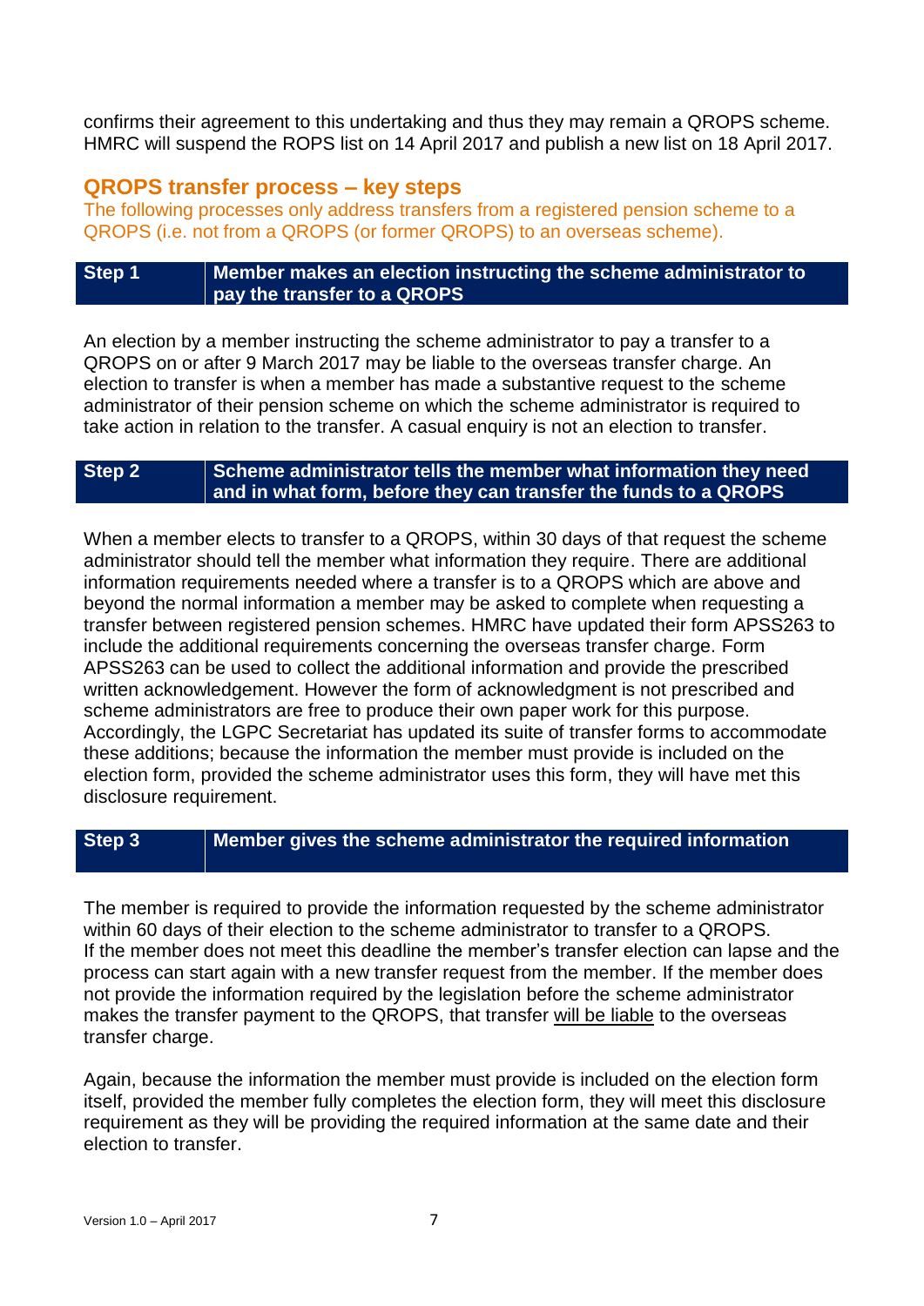confirms their agreement to this undertaking and thus they may remain a QROPS scheme. HMRC will suspend the ROPS list on 14 April 2017 and publish a new list on 18 April 2017.

## QROPS transfer process – key steps

The following processes only address transfers from a registered pension scheme to a QROPS (i.e. not from a QROPS (or former QROPS) to an overseas scheme).

| **Step 1** | **Member makes an election instructing the scheme administrator to pay the transfer to a QROPS** |
|---|---|

An election by a member instructing the scheme administrator to pay a transfer to a QROPS on or after 9 March 2017 may be liable to the overseas transfer charge. An election to transfer is when a member has made a substantive request to the scheme administrator of their pension scheme on which the scheme administrator is required to take action in relation to the transfer. A casual enquiry is not an election to transfer.

| **Step 2** | **Scheme administrator tells the member what information they need and in what form, before they can transfer the funds to a QROPS** |
|---|---|

When a member elects to transfer to a QROPS, within 30 days of that request the scheme administrator should tell the member what information they require. There are additional information requirements needed where a transfer is to a QROPS which are above and beyond the normal information a member may be asked to complete when requesting a transfer between registered pension schemes. HMRC have updated their form APSS263 to include the additional requirements concerning the overseas transfer charge. Form APSS263 can be used to collect the additional information and provide the prescribed written acknowledgement. However the form of acknowledgment is not prescribed and scheme administrators are free to produce their own paper work for this purpose. Accordingly, the LGPC Secretariat has updated its suite of transfer forms to accommodate these additions; because the information the member must provide is included on the election form, provided the scheme administrator uses this form, they will have met this disclosure requirement.

| **Step 3** | **Member gives the scheme administrator the required information** |
|---|---|

The member is required to provide the information requested by the scheme administrator within 60 days of their election to the scheme administrator to transfer to a QROPS. If the member does not meet this deadline the member's transfer election can lapse and the process can start again with a new transfer request from the member. If the member does not provide the information required by the legislation before the scheme administrator makes the transfer payment to the QROPS, that transfer <u>will be liable</u> to the overseas transfer charge.

Again, because the information the member must provide is included on the election form itself, provided the member fully completes the election form, they will meet this disclosure requirement as they will be providing the required information at the same date and their election to transfer.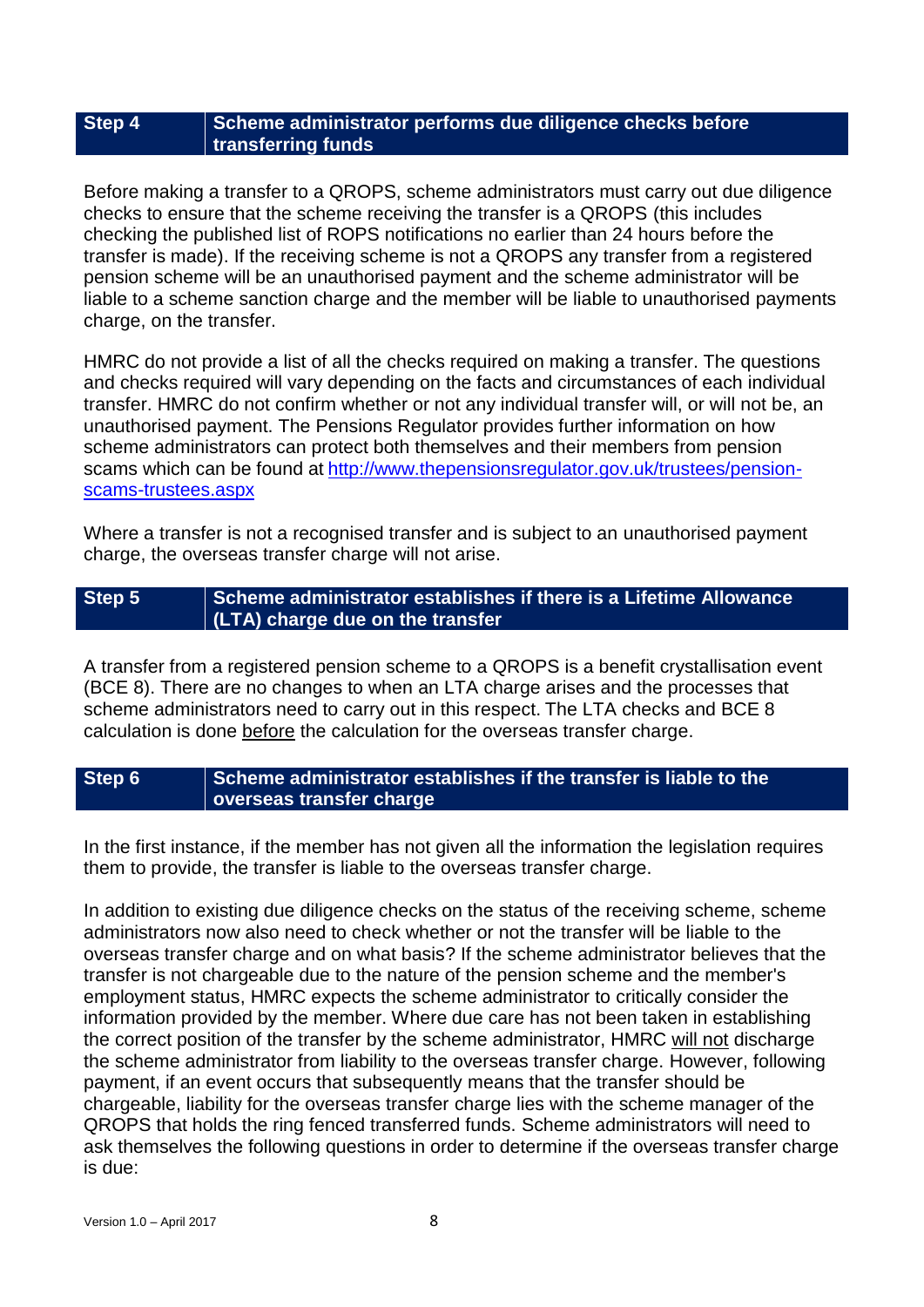## Step 4 — Scheme administrator performs due diligence checks before transferring funds

Before making a transfer to a QROPS, scheme administrators must carry out due diligence checks to ensure that the scheme receiving the transfer is a QROPS (this includes checking the published list of ROPS notifications no earlier than 24 hours before the transfer is made). If the receiving scheme is not a QROPS any transfer from a registered pension scheme will be an unauthorised payment and the scheme administrator will be liable to a scheme sanction charge and the member will be liable to unauthorised payments charge, on the transfer.

HMRC do not provide a list of all the checks required on making a transfer. The questions and checks required will vary depending on the facts and circumstances of each individual transfer. HMRC do not confirm whether or not any individual transfer will, or will not be, an unauthorised payment. The Pensions Regulator provides further information on how scheme administrators can protect both themselves and their members from pension scams which can be found at [http://www.thepensionsregulator.gov.uk/trustees/pension-scams-trustees.aspx](http://www.thepensionsregulator.gov.uk/trustees/pension-scams-trustees.aspx)

Where a transfer is not a recognised transfer and is subject to an unauthorised payment charge, the overseas transfer charge will not arise.

## Step 5 — Scheme administrator establishes if there is a Lifetime Allowance (LTA) charge due on the transfer

A transfer from a registered pension scheme to a QROPS is a benefit crystallisation event (BCE 8). There are no changes to when an LTA charge arises and the processes that scheme administrators need to carry out in this respect. The LTA checks and BCE 8 calculation is done before the calculation for the overseas transfer charge.

## Step 6 — Scheme administrator establishes if the transfer is liable to the overseas transfer charge

In the first instance, if the member has not given all the information the legislation requires them to provide, the transfer is liable to the overseas transfer charge.

In addition to existing due diligence checks on the status of the receiving scheme, scheme administrators now also need to check whether or not the transfer will be liable to the overseas transfer charge and on what basis? If the scheme administrator believes that the transfer is not chargeable due to the nature of the pension scheme and the member's employment status, HMRC expects the scheme administrator to critically consider the information provided by the member. Where due care has not been taken in establishing the correct position of the transfer by the scheme administrator, HMRC will not discharge the scheme administrator from liability to the overseas transfer charge. However, following payment, if an event occurs that subsequently means that the transfer should be chargeable, liability for the overseas transfer charge lies with the scheme manager of the QROPS that holds the ring fenced transferred funds. Scheme administrators will need to ask themselves the following questions in order to determine if the overseas transfer charge is due: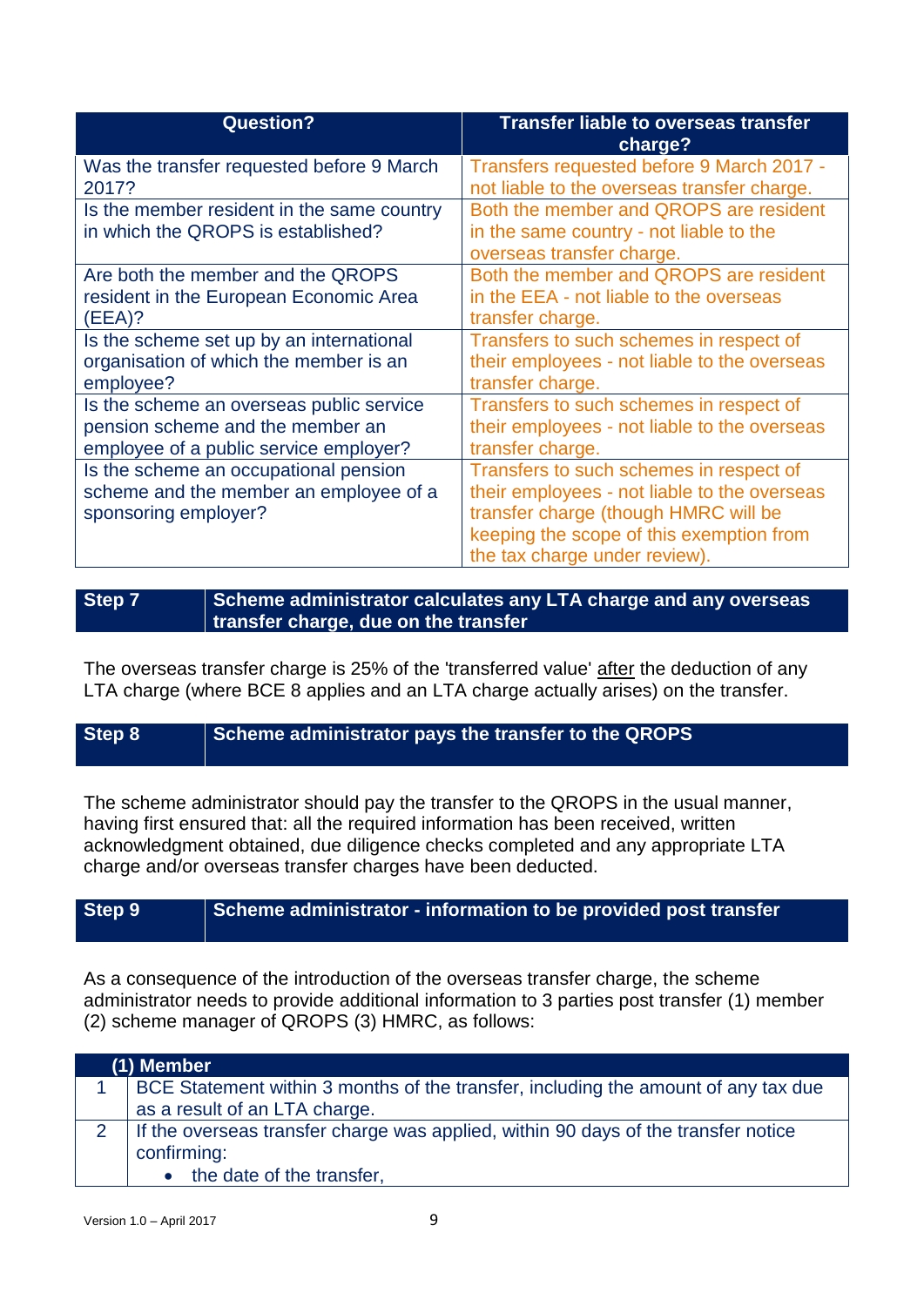| Question? | Transfer liable to overseas transfer charge? |
|---|---|
| Was the transfer requested before 9 March 2017? | Transfers requested before 9 March 2017 - not liable to the overseas transfer charge. |
| Is the member resident in the same country in which the QROPS is established? | Both the member and QROPS are resident in the same country - not liable to the overseas transfer charge. |
| Are both the member and the QROPS resident in the European Economic Area (EEA)? | Both the member and QROPS are resident in the EEA - not liable to the overseas transfer charge. |
| Is the scheme set up by an international organisation of which the member is an employee? | Transfers to such schemes in respect of their employees - not liable to the overseas transfer charge. |
| Is the scheme an overseas public service pension scheme and the member an employee of a public service employer? | Transfers to such schemes in respect of their employees - not liable to the overseas transfer charge. |
| Is the scheme an occupational pension scheme and the member an employee of a sponsoring employer? | Transfers to such schemes in respect of their employees - not liable to the overseas transfer charge (though HMRC will be keeping the scope of this exemption from the tax charge under review). |

| Step 7 | Scheme administrator calculates any LTA charge and any overseas transfer charge, due on the transfer |
|---|---|

The overseas transfer charge is 25% of the 'transferred value' after the deduction of any LTA charge (where BCE 8 applies and an LTA charge actually arises) on the transfer.

| Step 8 | Scheme administrator pays the transfer to the QROPS |
|---|---|

The scheme administrator should pay the transfer to the QROPS in the usual manner, having first ensured that: all the required information has been received, written acknowledgment obtained, due diligence checks completed and any appropriate LTA charge and/or overseas transfer charges have been deducted.

| Step 9 | Scheme administrator - information to be provided post transfer |
|---|---|

As a consequence of the introduction of the overseas transfer charge, the scheme administrator needs to provide additional information to 3 parties post transfer (1) member (2) scheme manager of QROPS (3) HMRC, as follows:

| | (1) Member |
|---|---|
| 1 | BCE Statement within 3 months of the transfer, including the amount of any tax due as a result of an LTA charge. |
| 2 | If the overseas transfer charge was applied, within 90 days of the transfer notice confirming:<br>• the date of the transfer, |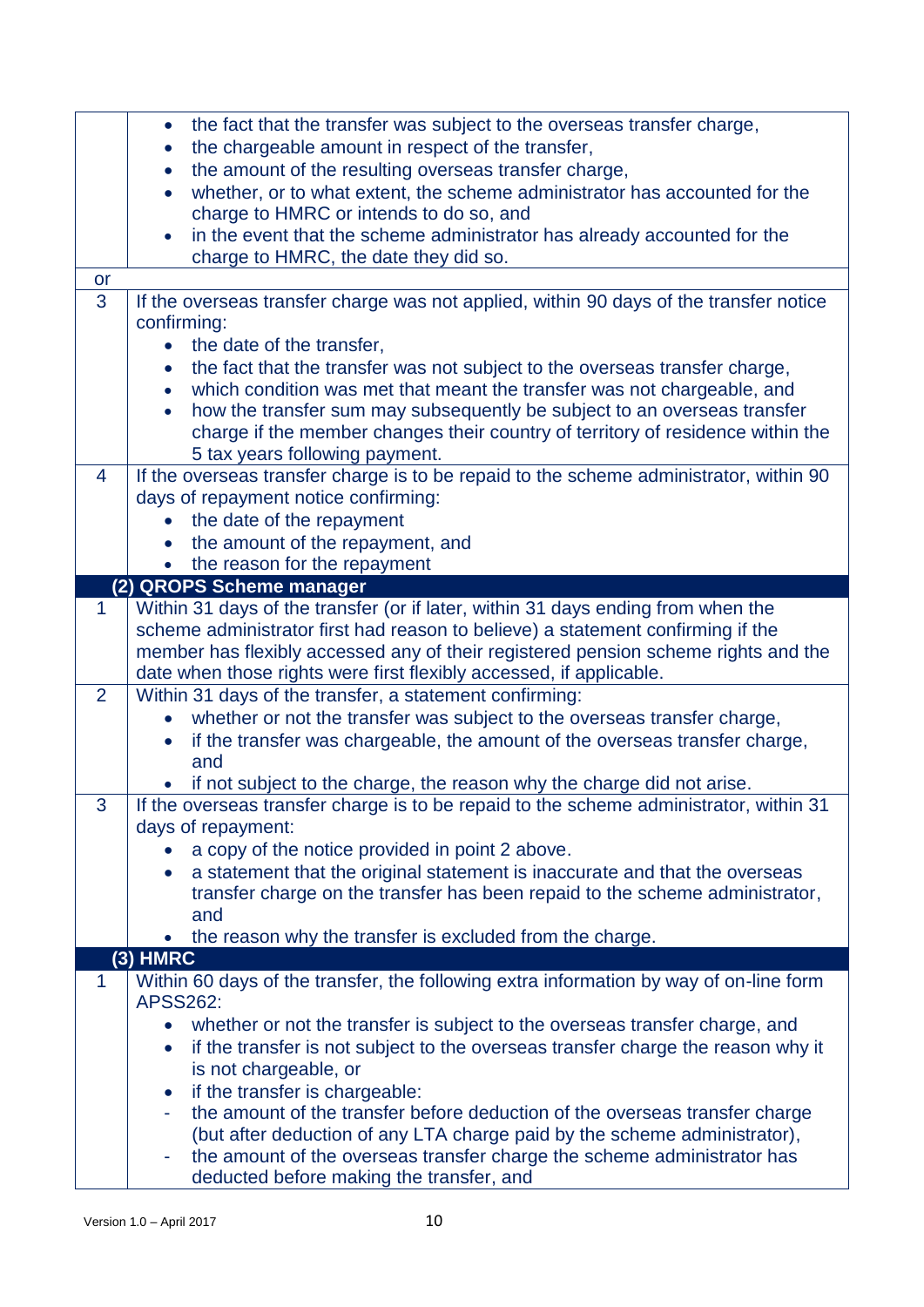| | |
|---|---|
| | • the fact that the transfer was subject to the overseas transfer charge,<br>• the chargeable amount in respect of the transfer,<br>• the amount of the resulting overseas transfer charge,<br>• whether, or to what extent, the scheme administrator has accounted for the charge to HMRC or intends to do so, and<br>• in the event that the scheme administrator has already accounted for the charge to HMRC, the date they did so. |
| or | |
| 3 | If the overseas transfer charge was not applied, within 90 days of the transfer notice confirming:<br>• the date of the transfer,<br>• the fact that the transfer was not subject to the overseas transfer charge,<br>• which condition was met that meant the transfer was not chargeable, and<br>• how the transfer sum may subsequently be subject to an overseas transfer charge if the member changes their country of territory of residence within the 5 tax years following payment. |
| 4 | If the overseas transfer charge is to be repaid to the scheme administrator, within 90 days of repayment notice confirming:<br>• the date of the repayment<br>• the amount of the repayment, and<br>• the reason for the repayment |
| **(2) QROPS Scheme manager** | |
| 1 | Within 31 days of the transfer (or if later, within 31 days ending from when the scheme administrator first had reason to believe) a statement confirming if the member has flexibly accessed any of their registered pension scheme rights and the date when those rights were first flexibly accessed, if applicable. |
| 2 | Within 31 days of the transfer, a statement confirming:<br>• whether or not the transfer was subject to the overseas transfer charge,<br>• if the transfer was chargeable, the amount of the overseas transfer charge, and<br>• if not subject to the charge, the reason why the charge did not arise. |
| 3 | If the overseas transfer charge is to be repaid to the scheme administrator, within 31 days of repayment:<br>• a copy of the notice provided in point 2 above.<br>• a statement that the original statement is inaccurate and that the overseas transfer charge on the transfer has been repaid to the scheme administrator, and<br>• the reason why the transfer is excluded from the charge. |
| **(3) HMRC** | |
| 1 | Within 60 days of the transfer, the following extra information by way of on-line form APSS262:<br>• whether or not the transfer is subject to the overseas transfer charge, and<br>• if the transfer is not subject to the overseas transfer charge the reason why it is not chargeable, or<br>• if the transfer is chargeable:<br>- the amount of the transfer before deduction of the overseas transfer charge (but after deduction of any LTA charge paid by the scheme administrator),<br>- the amount of the overseas transfer charge the scheme administrator has deducted before making the transfer, and |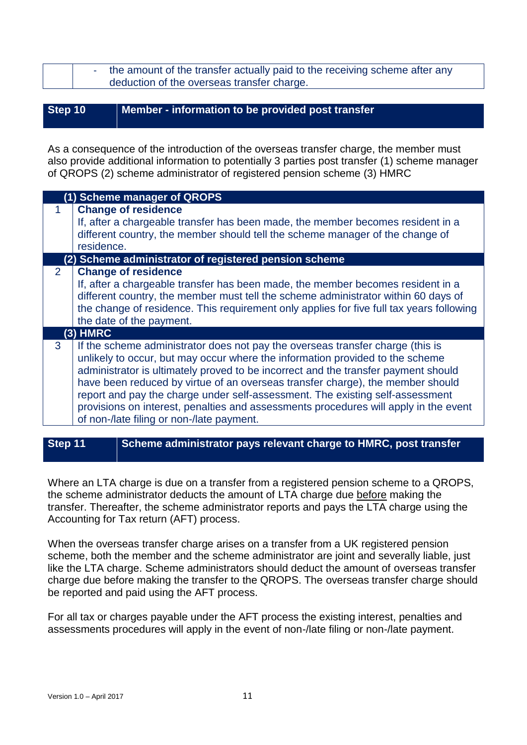| | - the amount of the transfer actually paid to the receiving scheme after any deduction of the overseas transfer charge. |
|---|---|

| Step 10 | Member - information to be provided post transfer |
|---|---|

As a consequence of the introduction of the overseas transfer charge, the member must also provide additional information to potentially 3 parties post transfer (1) scheme manager of QROPS (2) scheme administrator of registered pension scheme (3) HMRC

| | (1) Scheme manager of QROPS |
|---|---|
| 1 | **Change of residence**<br>If, after a chargeable transfer has been made, the member becomes resident in a different country, the member should tell the scheme manager of the change of residence. |
| | **(2) Scheme administrator of registered pension scheme** |
| 2 | **Change of residence**<br>If, after a chargeable transfer has been made, the member becomes resident in a different country, the member must tell the scheme administrator within 60 days of the change of residence. This requirement only applies for five full tax years following the date of the payment. |
| | **(3) HMRC** |
| 3 | If the scheme administrator does not pay the overseas transfer charge (this is unlikely to occur, but may occur where the information provided to the scheme administrator is ultimately proved to be incorrect and the transfer payment should have been reduced by virtue of an overseas transfer charge), the member should report and pay the charge under self-assessment. The existing self-assessment provisions on interest, penalties and assessments procedures will apply in the event of non-/late filing or non-/late payment. |

| Step 11 | Scheme administrator pays relevant charge to HMRC, post transfer |
|---|---|

Where an LTA charge is due on a transfer from a registered pension scheme to a QROPS, the scheme administrator deducts the amount of LTA charge due before making the transfer. Thereafter, the scheme administrator reports and pays the LTA charge using the Accounting for Tax return (AFT) process.

When the overseas transfer charge arises on a transfer from a UK registered pension scheme, both the member and the scheme administrator are joint and severally liable, just like the LTA charge. Scheme administrators should deduct the amount of overseas transfer charge due before making the transfer to the QROPS. The overseas transfer charge should be reported and paid using the AFT process.

For all tax or charges payable under the AFT process the existing interest, penalties and assessments procedures will apply in the event of non-/late filing or non-/late payment.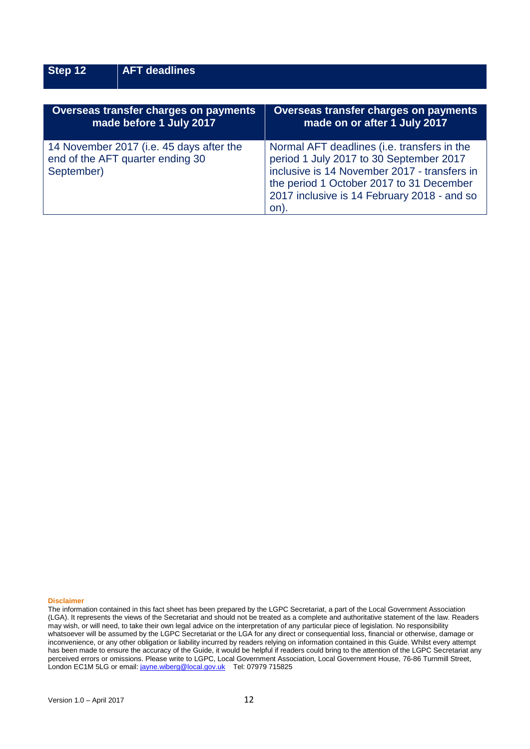## Step 12 AFT deadlines

| Overseas transfer charges on payments made before 1 July 2017 | Overseas transfer charges on payments made on or after 1 July 2017 |
|---|---|
| 14 November 2017 (i.e. 45 days after the end of the AFT quarter ending 30 September) | Normal AFT deadlines (i.e. transfers in the period 1 July 2017 to 30 September 2017 inclusive is 14 November 2017 - transfers in the period 1 October 2017 to 31 December 2017 inclusive is 14 February 2018 - and so on). |

**Disclaimer**

The information contained in this fact sheet has been prepared by the LGPC Secretariat, a part of the Local Government Association (LGA). It represents the views of the Secretariat and should not be treated as a complete and authoritative statement of the law. Readers may wish, or will need, to take their own legal advice on the interpretation of any particular piece of legislation. No responsibility whatsoever will be assumed by the LGPC Secretariat or the LGA for any direct or consequential loss, financial or otherwise, damage or inconvenience, or any other obligation or liability incurred by readers relying on information contained in this Guide. Whilst every attempt has been made to ensure the accuracy of the Guide, it would be helpful if readers could bring to the attention of the LGPC Secretariat any perceived errors or omissions. Please write to LGPC, Local Government Association, Local Government House, 76-86 Turnmill Street, London EC1M 5LG or email: jayne.wiberg@local.gov.uk Tel: 07979 715825

Version 1.0 – April 2017